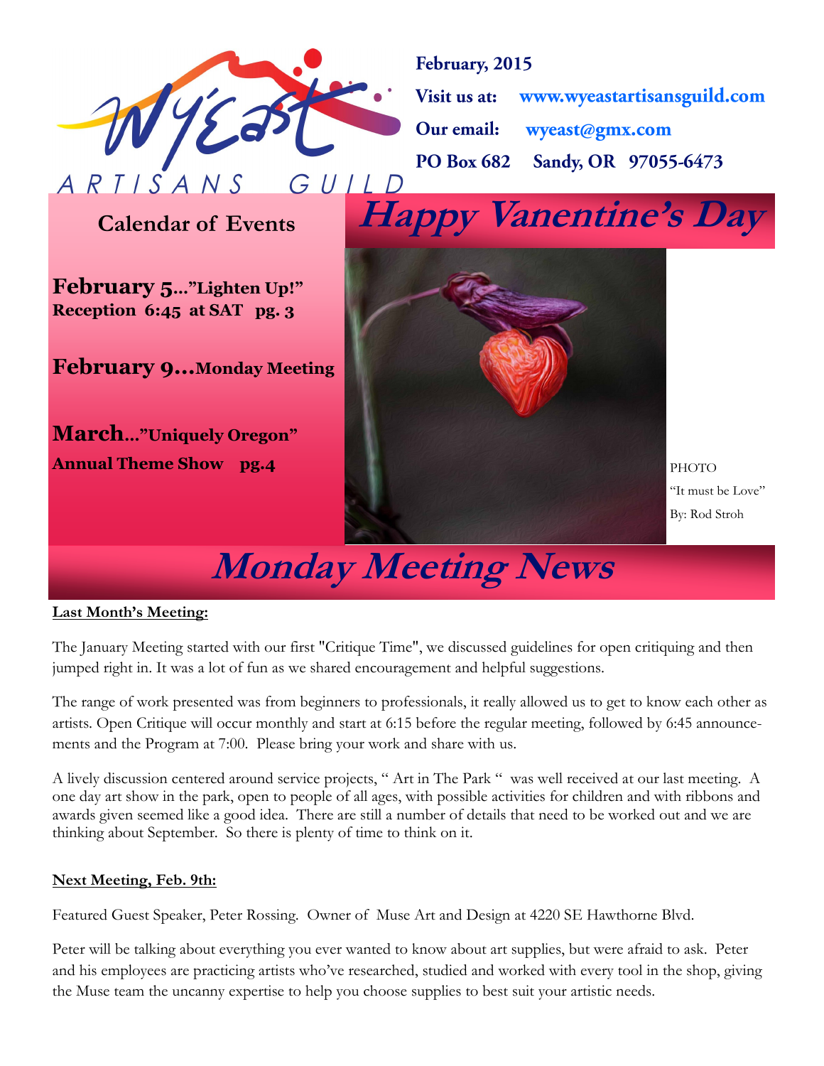# WyEast ARTISANS GUILD

**February, 2015**

**Visit us at:** **www.wyeastartisansguild.com**

**Our email:** **wyeast@gmx.com**

**PO Box 682 Sandy, OR 97055-6473**

## Calendar of Events

**February 5..."Lighten Up!"**
**Reception 6:45 at SAT pg. 3**

**February 9...Monday Meeting**

**March..."Uniquely Oregon"**
**Annual Theme Show pg.4**

# Happy Vanentine's Day

PHOTO
"It must be Love"
By: Rod Stroh

# Monday Meeting News

**Last Month's Meeting:**

The January Meeting started with our first "Critique Time", we discussed guidelines for open critiquing and then jumped right in. It was a lot of fun as we shared encouragement and helpful suggestions.

The range of work presented was from beginners to professionals, it really allowed us to get to know each other as artists. Open Critique will occur monthly and start at 6:15 before the regular meeting, followed by 6:45 announcements and the Program at 7:00. Please bring your work and share with us.

A lively discussion centered around service projects, " Art in The Park " was well received at our last meeting. A one day art show in the park, open to people of all ages, with possible activities for children and with ribbons and awards given seemed like a good idea. There are still a number of details that need to be worked out and we are thinking about September. So there is plenty of time to think on it.

**Next Meeting, Feb. 9th:**

Featured Guest Speaker, Peter Rossing. Owner of Muse Art and Design at 4220 SE Hawthorne Blvd.

Peter will be talking about everything you ever wanted to know about art supplies, but were afraid to ask. Peter and his employees are practicing artists who've researched, studied and worked with every tool in the shop, giving the Muse team the uncanny expertise to help you choose supplies to best suit your artistic needs.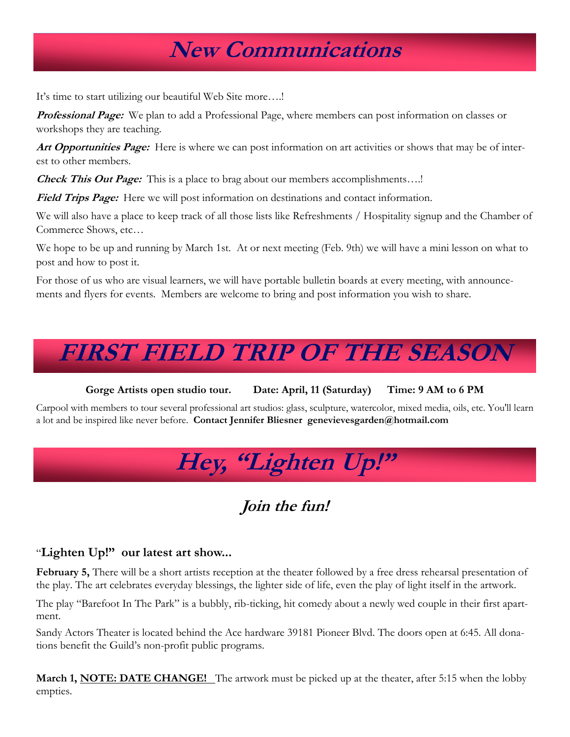# New Communications

It's time to start utilizing our beautiful Web Site more….!

***Professional Page:*** We plan to add a Professional Page, where members can post information on classes or workshops they are teaching.

***Art Opportunities Page:*** Here is where we can post information on art activities or shows that may be of interest to other members.

***Check This Out Page:*** This is a place to brag about our members accomplishments….!

***Field Trips Page:*** Here we will post information on destinations and contact information.

We will also have a place to keep track of all those lists like Refreshments / Hospitality signup and the Chamber of Commerce Shows, etc…

We hope to be up and running by March 1st. At or next meeting (Feb. 9th) we will have a mini lesson on what to post and how to post it.

For those of us who are visual learners, we will have portable bulletin boards at every meeting, with announcements and flyers for events. Members are welcome to bring and post information you wish to share.

# FIRST FIELD TRIP OF THE SEASON

**Gorge Artists open studio tour. Date: April, 11 (Saturday) Time: 9 AM to 6 PM**

Carpool with members to tour several professional art studios: glass, sculpture, watercolor, mixed media, oils, etc. You'll learn a lot and be inspired like never before. **Contact Jennifer Bliesner genevievesgarden@hotmail.com**

# Hey, "Lighten Up!"

## *Join the fun!*

### "Lighten Up!" our latest art show...

**February 5,** There will be a short artists reception at the theater followed by a free dress rehearsal presentation of the play. The art celebrates everyday blessings, the lighter side of life, even the play of light itself in the artwork.

The play "Barefoot In The Park" is a bubbly, rib-ticking, hit comedy about a newly wed couple in their first apartment.

Sandy Actors Theater is located behind the Ace hardware 39181 Pioneer Blvd. The doors open at 6:45. All donations benefit the Guild's non-profit public programs.

**March 1,** **NOTE: DATE CHANGE!** The artwork must be picked up at the theater, after 5:15 when the lobby empties.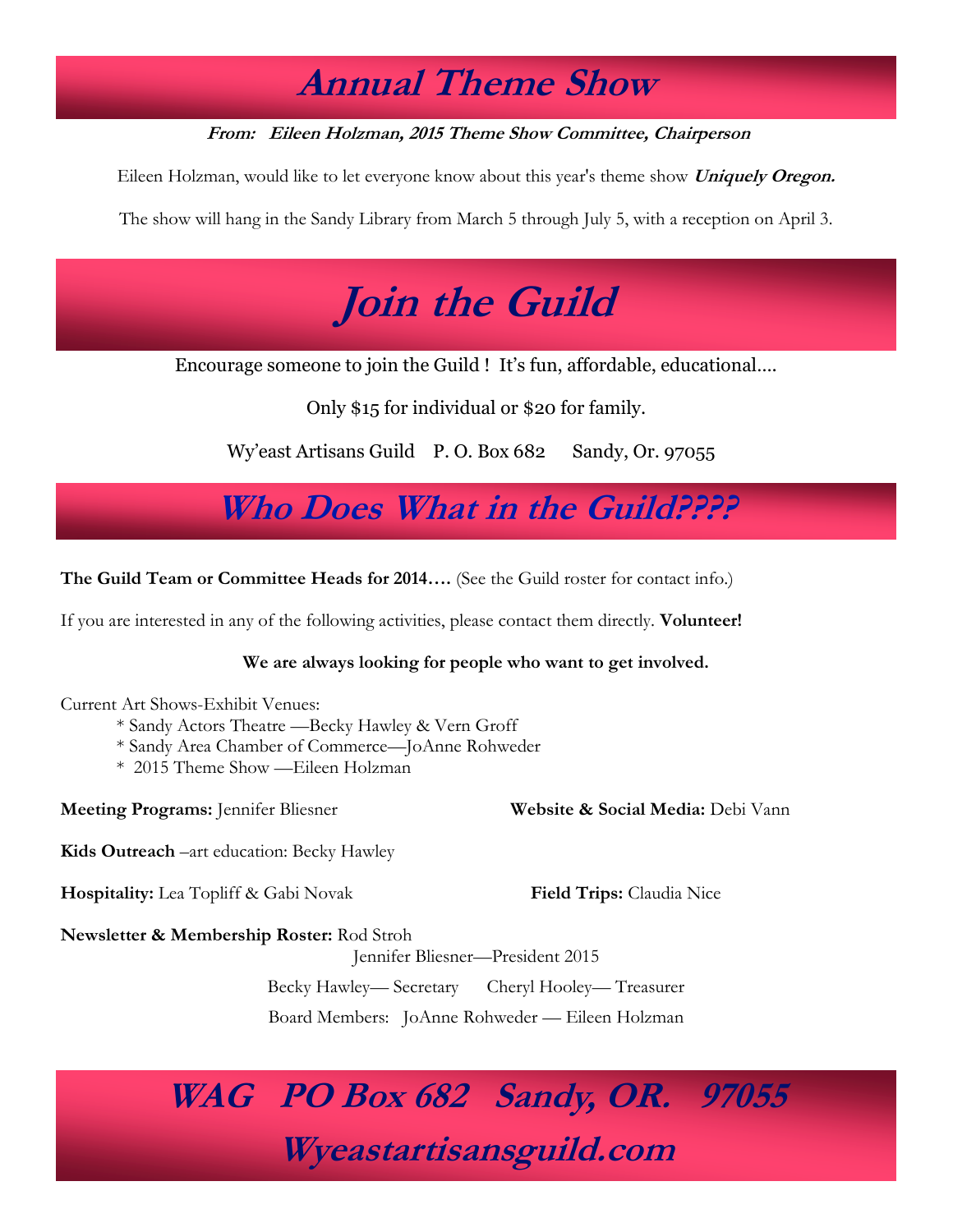# Annual Theme Show

***From: Eileen Holzman, 2015 Theme Show Committee, Chairperson***

Eileen Holzman, would like to let everyone know about this year's theme show ***Uniquely Oregon.***

The show will hang in the Sandy Library from March 5 through July 5, with a reception on April 3.

# *Join the Guild*

Encourage someone to join the Guild ! It's fun, affordable, educational….

Only $15 for individual or $20 for family.

Wy'east Artisans Guild P. O. Box 682 Sandy, Or. 97055

# *Who Does What in the Guild????*

**The Guild Team or Committee Heads for 2014….** (See the Guild roster for contact info.)

If you are interested in any of the following activities, please contact them directly. **Volunteer!**

**We are always looking for people who want to get involved.**

Current Art Shows-Exhibit Venues:

- Sandy Actors Theatre —Becky Hawley & Vern Groff
- Sandy Area Chamber of Commerce—JoAnne Rohweder
- 2015 Theme Show —Eileen Holzman

**Meeting Programs:** Jennifer Bliesner

**Website & Social Media:** Debi Vann

**Kids Outreach** –art education: Becky Hawley

**Hospitality:** Lea Topliff & Gabi Novak

**Field Trips:** Claudia Nice

**Newsletter & Membership Roster:** Rod Stroh

Jennifer Bliesner—President 2015

Becky Hawley— Secretary Cheryl Hooley— Treasurer

Board Members: JoAnne Rohweder — Eileen Holzman

## *WAG PO Box 682 Sandy, OR. 97055*

## *Wyeastartisansguild.com*